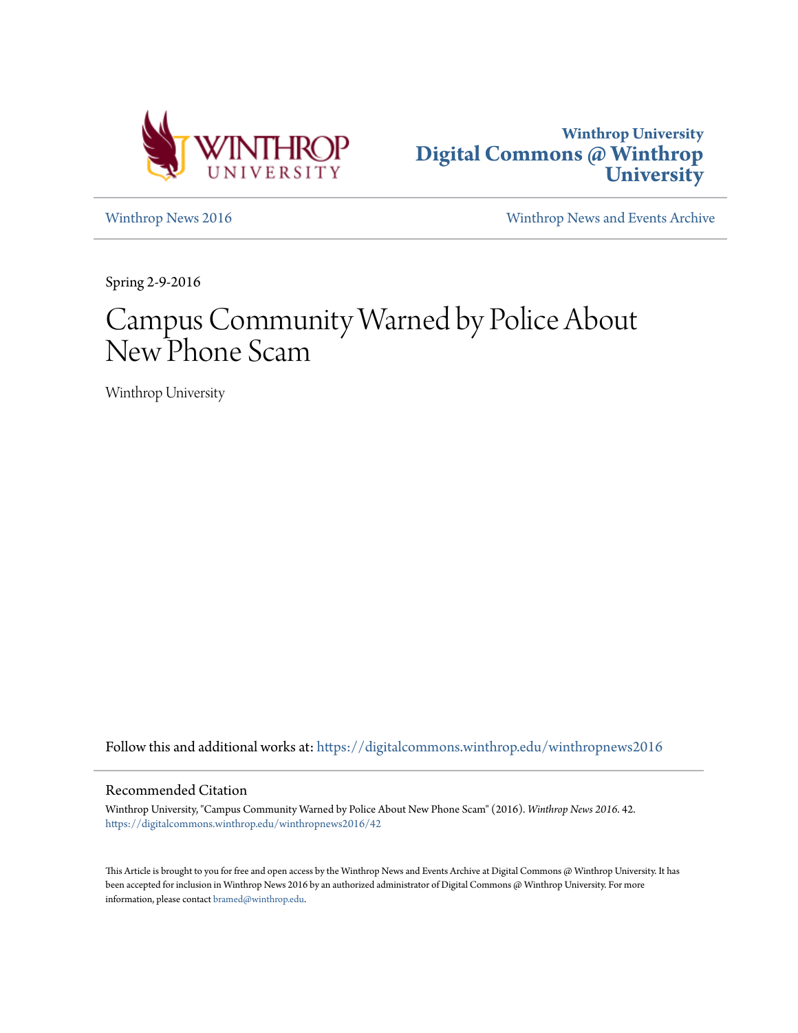Winthrop University
Digital Commons @ Winthrop University

Winthrop News 2016

Winthrop News and Events Archive

Spring 2-9-2016

# Campus Community Warned by Police About New Phone Scam

Winthrop University

Follow this and additional works at: https://digitalcommons.winthrop.edu/winthropnews2016

## Recommended Citation

Winthrop University, "Campus Community Warned by Police About New Phone Scam" (2016). *Winthrop News 2016*. 42.
https://digitalcommons.winthrop.edu/winthropnews2016/42

This Article is brought to you for free and open access by the Winthrop News and Events Archive at Digital Commons @ Winthrop University. It has been accepted for inclusion in Winthrop News 2016 by an authorized administrator of Digital Commons @ Winthrop University. For more information, please contact bramed@winthrop.edu.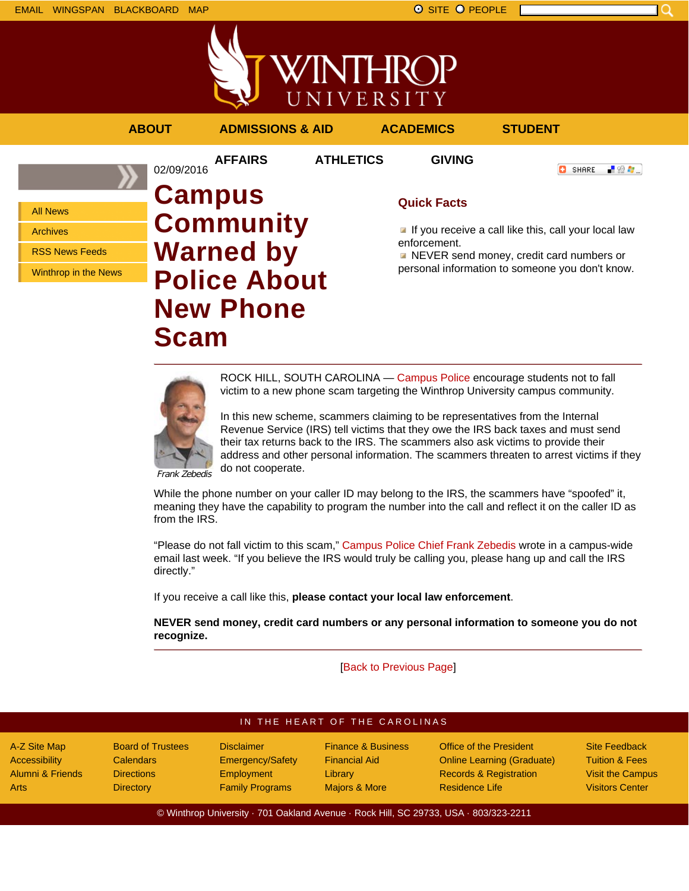EMAIL WINGSPAN BLACKBOARD MAP

SITE PEOPLE

WINTHROP UNIVERSITY

ABOUT ADMISSIONS & AID ACADEMICS STUDENT AFFAIRS ATHLETICS GIVING

- All News
- Archives
- RSS News Feeds
- Winthrop in the News

02/09/2016

SHARE

# Campus Community Warned by Police About New Phone Scam

## Quick Facts

- If you receive a call like this, call your local law enforcement.
- NEVER send money, credit card numbers or personal information to someone you don't know.

*Frank Zebedis*

ROCK HILL, SOUTH CAROLINA — Campus Police encourage students not to fall victim to a new phone scam targeting the Winthrop University campus community.

In this new scheme, scammers claiming to be representatives from the Internal Revenue Service (IRS) tell victims that they owe the IRS back taxes and must send their tax returns back to the IRS. The scammers also ask victims to provide their address and other personal information. The scammers threaten to arrest victims if they do not cooperate.

While the phone number on your caller ID may belong to the IRS, the scammers have "spoofed" it, meaning they have the capability to program the number into the call and reflect it on the caller ID as from the IRS.

"Please do not fall victim to this scam," Campus Police Chief Frank Zebedis wrote in a campus-wide email last week. "If you believe the IRS would truly be calling you, please hang up and call the IRS directly."

If you receive a call like this, **please contact your local law enforcement**.

**NEVER send money, credit card numbers or any personal information to someone you do not recognize.**

[Back to Previous Page]

IN THE HEART OF THE CAROLINAS

| | | | | | |
|---|---|---|---|---|---|
| A-Z Site Map | Board of Trustees | Disclaimer | Finance & Business | Office of the President | Site Feedback |
| Accessibility | Calendars | Emergency/Safety | Financial Aid | Online Learning (Graduate) | Tuition & Fees |
| Alumni & Friends | Directions | Employment | Library | Records & Registration | Visit the Campus |
| Arts | Directory | Family Programs | Majors & More | Residence Life | Visitors Center |

© Winthrop University · 701 Oakland Avenue · Rock Hill, SC 29733, USA · 803/323-2211